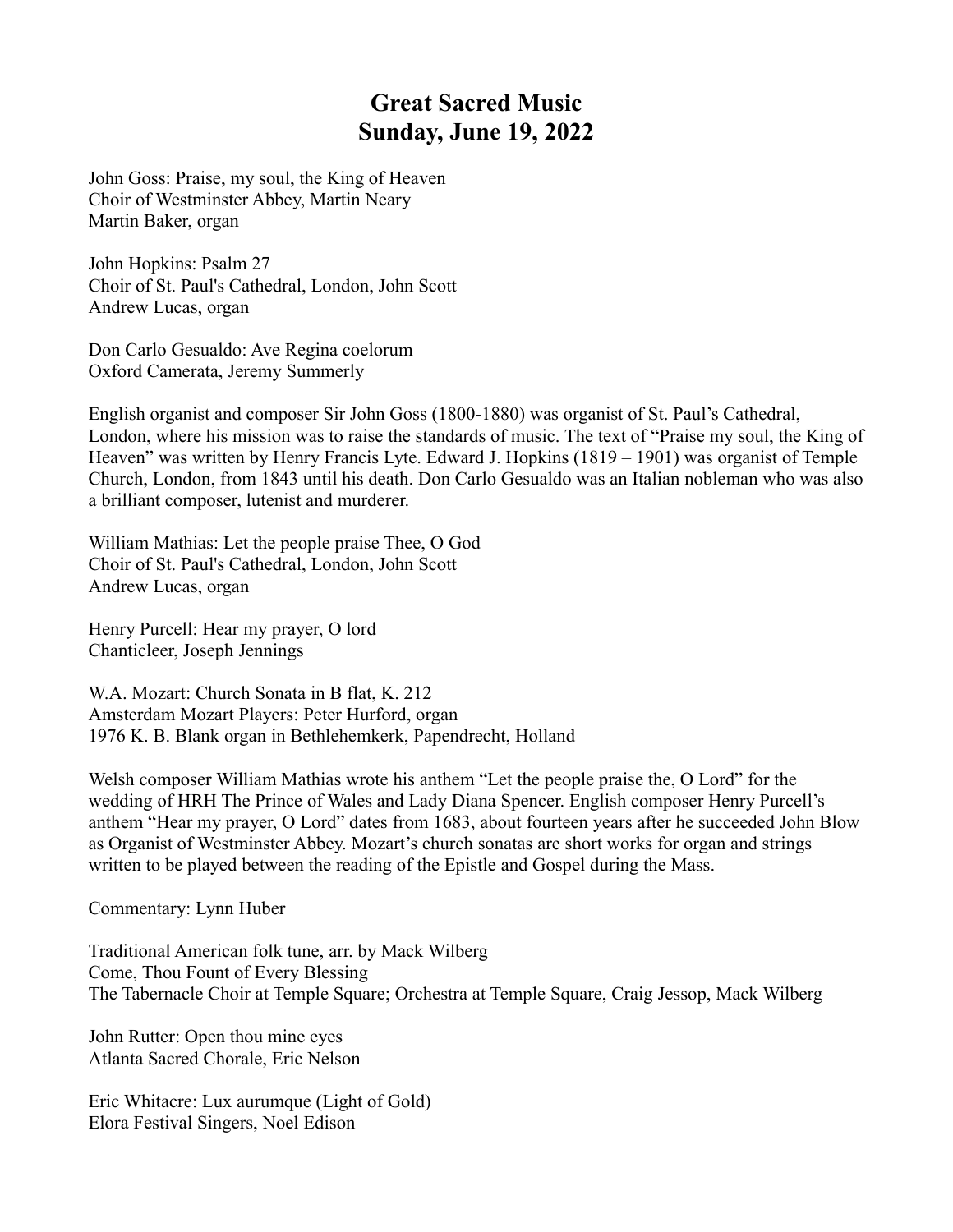# Great Sacred Music
# Sunday, June 19, 2022

John Goss: Praise, my soul, the King of Heaven
Choir of Westminster Abbey, Martin Neary
Martin Baker, organ

John Hopkins: Psalm 27
Choir of St. Paul's Cathedral, London, John Scott
Andrew Lucas, organ

Don Carlo Gesualdo: Ave Regina coelorum
Oxford Camerata, Jeremy Summerly

English organist and composer Sir John Goss (1800-1880) was organist of St. Paul's Cathedral, London, where his mission was to raise the standards of music. The text of "Praise my soul, the King of Heaven" was written by Henry Francis Lyte. Edward J. Hopkins (1819 – 1901) was organist of Temple Church, London, from 1843 until his death. Don Carlo Gesualdo was an Italian nobleman who was also a brilliant composer, lutenist and murderer.

William Mathias: Let the people praise Thee, O God
Choir of St. Paul's Cathedral, London, John Scott
Andrew Lucas, organ

Henry Purcell: Hear my prayer, O lord
Chanticleer, Joseph Jennings

W.A. Mozart: Church Sonata in B flat, K. 212
Amsterdam Mozart Players: Peter Hurford, organ
1976 K. B. Blank organ in Bethlehemkerk, Papendrecht, Holland

Welsh composer William Mathias wrote his anthem "Let the people praise the, O Lord" for the wedding of HRH The Prince of Wales and Lady Diana Spencer. English composer Henry Purcell's anthem "Hear my prayer, O Lord" dates from 1683, about fourteen years after he succeeded John Blow as Organist of Westminster Abbey. Mozart's church sonatas are short works for organ and strings written to be played between the reading of the Epistle and Gospel during the Mass.

Commentary: Lynn Huber

Traditional American folk tune, arr. by Mack Wilberg
Come, Thou Fount of Every Blessing
The Tabernacle Choir at Temple Square; Orchestra at Temple Square, Craig Jessop, Mack Wilberg

John Rutter: Open thou mine eyes
Atlanta Sacred Chorale, Eric Nelson

Eric Whitacre: Lux aurumque (Light of Gold)
Elora Festival Singers, Noel Edison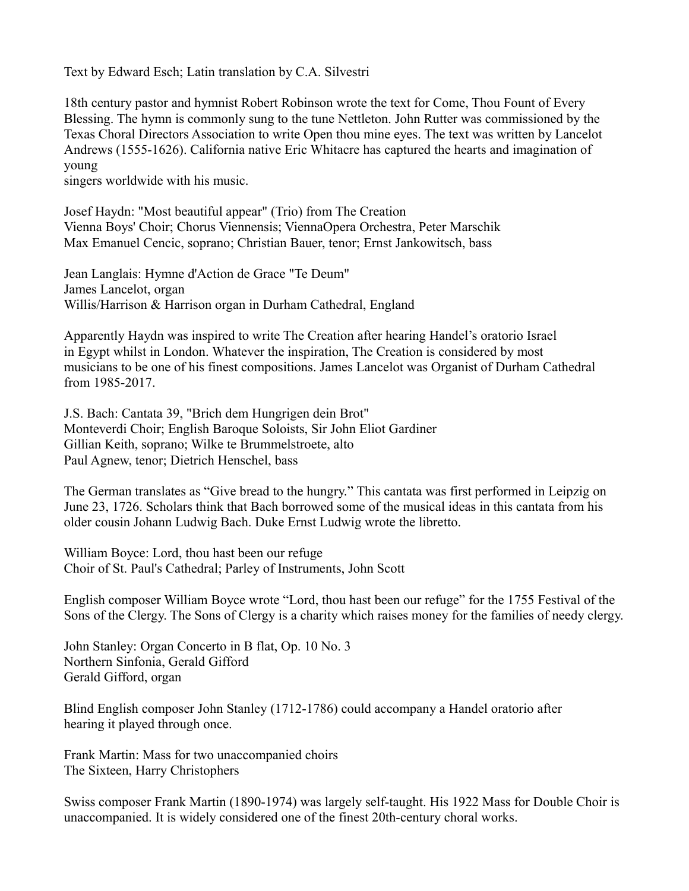Text by Edward Esch; Latin translation by C.A. Silvestri

18th century pastor and hymnist Robert Robinson wrote the text for Come, Thou Fount of Every Blessing. The hymn is commonly sung to the tune Nettleton. John Rutter was commissioned by the Texas Choral Directors Association to write Open thou mine eyes. The text was written by Lancelot Andrews (1555-1626). California native Eric Whitacre has captured the hearts and imagination of young
singers worldwide with his music.

Josef Haydn: "Most beautiful appear" (Trio) from The Creation
Vienna Boys' Choir; Chorus Viennensis; ViennaOpera Orchestra, Peter Marschik
Max Emanuel Cencic, soprano; Christian Bauer, tenor; Ernst Jankowitsch, bass

Jean Langlais: Hymne d'Action de Grace "Te Deum"
James Lancelot, organ
Willis/Harrison & Harrison organ in Durham Cathedral, England

Apparently Haydn was inspired to write The Creation after hearing Handel's oratorio Israel in Egypt whilst in London. Whatever the inspiration, The Creation is considered by most musicians to be one of his finest compositions. James Lancelot was Organist of Durham Cathedral from 1985-2017.

J.S. Bach: Cantata 39, "Brich dem Hungrigen dein Brot"
Monteverdi Choir; English Baroque Soloists, Sir John Eliot Gardiner
Gillian Keith, soprano; Wilke te Brummelstroete, alto
Paul Agnew, tenor; Dietrich Henschel, bass

The German translates as "Give bread to the hungry." This cantata was first performed in Leipzig on June 23, 1726. Scholars think that Bach borrowed some of the musical ideas in this cantata from his older cousin Johann Ludwig Bach. Duke Ernst Ludwig wrote the libretto.

William Boyce: Lord, thou hast been our refuge
Choir of St. Paul's Cathedral; Parley of Instruments, John Scott

English composer William Boyce wrote "Lord, thou hast been our refuge" for the 1755 Festival of the Sons of the Clergy. The Sons of Clergy is a charity which raises money for the families of needy clergy.

John Stanley: Organ Concerto in B flat, Op. 10 No. 3
Northern Sinfonia, Gerald Gifford
Gerald Gifford, organ

Blind English composer John Stanley (1712-1786) could accompany a Handel oratorio after hearing it played through once.

Frank Martin: Mass for two unaccompanied choirs
The Sixteen, Harry Christophers

Swiss composer Frank Martin (1890-1974) was largely self-taught. His 1922 Mass for Double Choir is unaccompanied. It is widely considered one of the finest 20th-century choral works.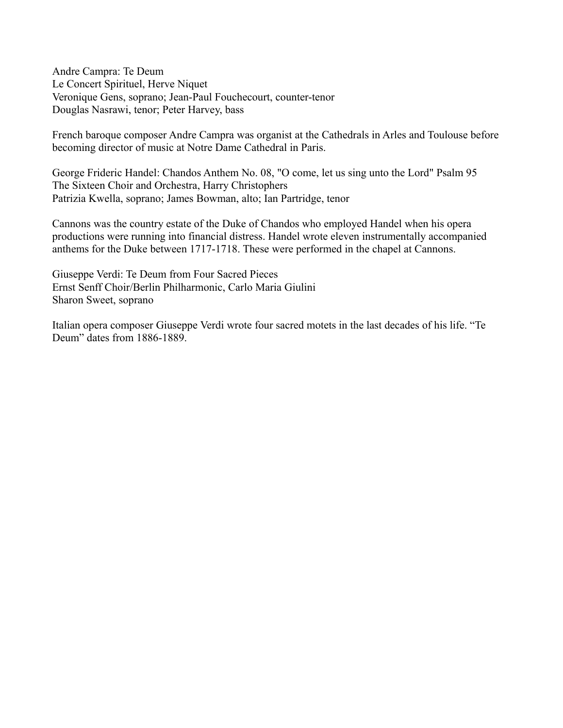Andre Campra: Te Deum
Le Concert Spirituel, Herve Niquet
Veronique Gens, soprano; Jean-Paul Fouchecourt, counter-tenor
Douglas Nasrawi, tenor; Peter Harvey, bass

French baroque composer Andre Campra was organist at the Cathedrals in Arles and Toulouse before becoming director of music at Notre Dame Cathedral in Paris.

George Frideric Handel: Chandos Anthem No. 08, "O come, let us sing unto the Lord" Psalm 95
The Sixteen Choir and Orchestra, Harry Christophers
Patrizia Kwella, soprano; James Bowman, alto; Ian Partridge, tenor

Cannons was the country estate of the Duke of Chandos who employed Handel when his opera productions were running into financial distress. Handel wrote eleven instrumentally accompanied anthems for the Duke between 1717-1718. These were performed in the chapel at Cannons.

Giuseppe Verdi: Te Deum from Four Sacred Pieces
Ernst Senff Choir/Berlin Philharmonic, Carlo Maria Giulini
Sharon Sweet, soprano

Italian opera composer Giuseppe Verdi wrote four sacred motets in the last decades of his life. “Te Deum” dates from 1886-1889.